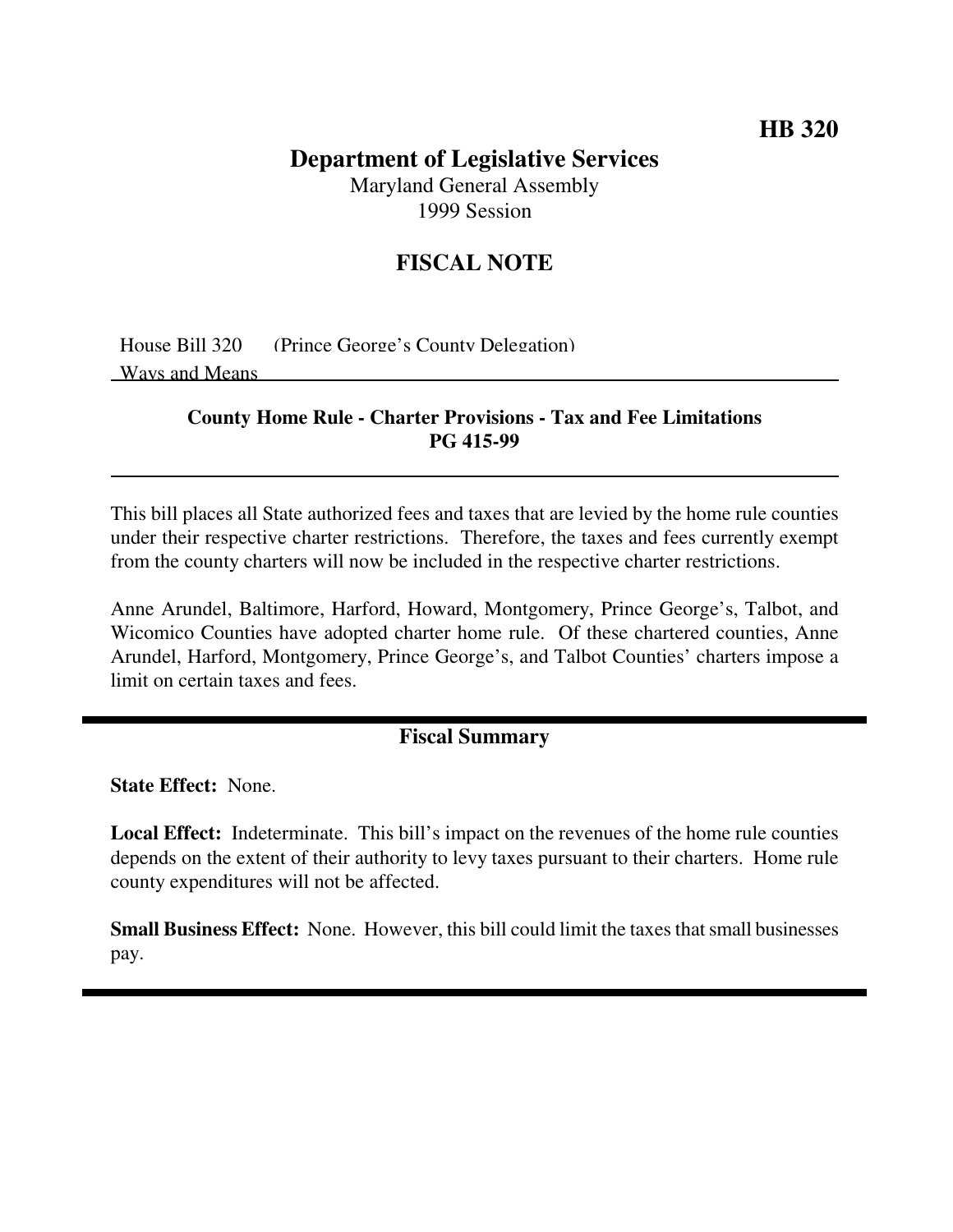**HB 320**

# Department of Legislative Services

Maryland General Assembly
1999 Session

## FISCAL NOTE

House Bill 320 (Prince George's County Delegation)
Ways and Means

**County Home Rule - Charter Provisions - Tax and Fee Limitations**
**PG 415-99**

This bill places all State authorized fees and taxes that are levied by the home rule counties under their respective charter restrictions. Therefore, the taxes and fees currently exempt from the county charters will now be included in the respective charter restrictions.

Anne Arundel, Baltimore, Harford, Howard, Montgomery, Prince George's, Talbot, and Wicomico Counties have adopted charter home rule. Of these chartered counties, Anne Arundel, Harford, Montgomery, Prince George's, and Talbot Counties' charters impose a limit on certain taxes and fees.

## Fiscal Summary

**State Effect:** None.

**Local Effect:** Indeterminate. This bill's impact on the revenues of the home rule counties depends on the extent of their authority to levy taxes pursuant to their charters. Home rule county expenditures will not be affected.

**Small Business Effect:** None. However, this bill could limit the taxes that small businesses pay.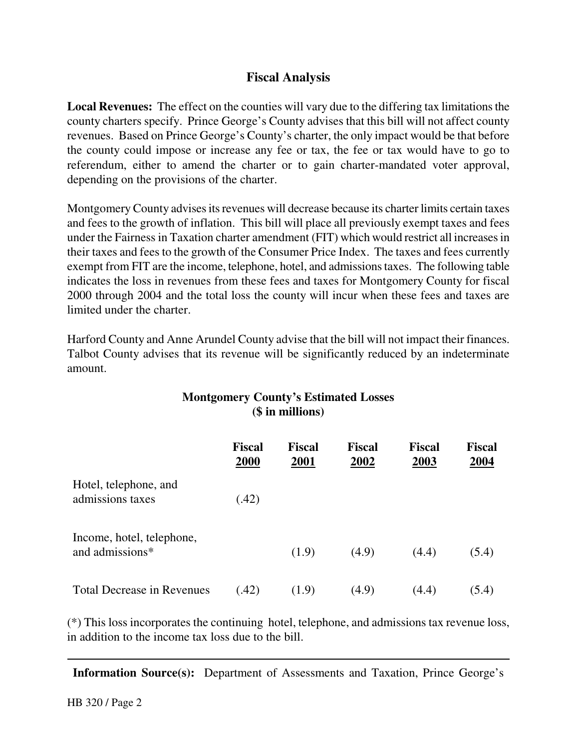## Fiscal Analysis

**Local Revenues:** The effect on the counties will vary due to the differing tax limitations the county charters specify. Prince George's County advises that this bill will not affect county revenues. Based on Prince George's County's charter, the only impact would be that before the county could impose or increase any fee or tax, the fee or tax would have to go to referendum, either to amend the charter or to gain charter-mandated voter approval, depending on the provisions of the charter.

Montgomery County advises its revenues will decrease because its charter limits certain taxes and fees to the growth of inflation. This bill will place all previously exempt taxes and fees under the Fairness in Taxation charter amendment (FIT) which would restrict all increases in their taxes and fees to the growth of the Consumer Price Index. The taxes and fees currently exempt from FIT are the income, telephone, hotel, and admissions taxes. The following table indicates the loss in revenues from these fees and taxes for Montgomery County for fiscal 2000 through 2004 and the total loss the county will incur when these fees and taxes are limited under the charter.

Harford County and Anne Arundel County advise that the bill will not impact their finances. Talbot County advises that its revenue will be significantly reduced by an indeterminate amount.

**Montgomery County's Estimated Losses**
**($ in millions)**

| | Fiscal 2000 | Fiscal 2001 | Fiscal 2002 | Fiscal 2003 | Fiscal 2004 |
|---|---|---|---|---|---|
| Hotel, telephone, and admissions taxes | (.42) | | | | |
| Income, hotel, telephone, and admissions* | | (1.9) | (4.9) | (4.4) | (5.4) |
| Total Decrease in Revenues | (.42) | (1.9) | (4.9) | (4.4) | (5.4) |

(*) This loss incorporates the continuing hotel, telephone, and admissions tax revenue loss, in addition to the income tax loss due to the bill.

---

**Information Source(s):** Department of Assessments and Taxation, Prince George's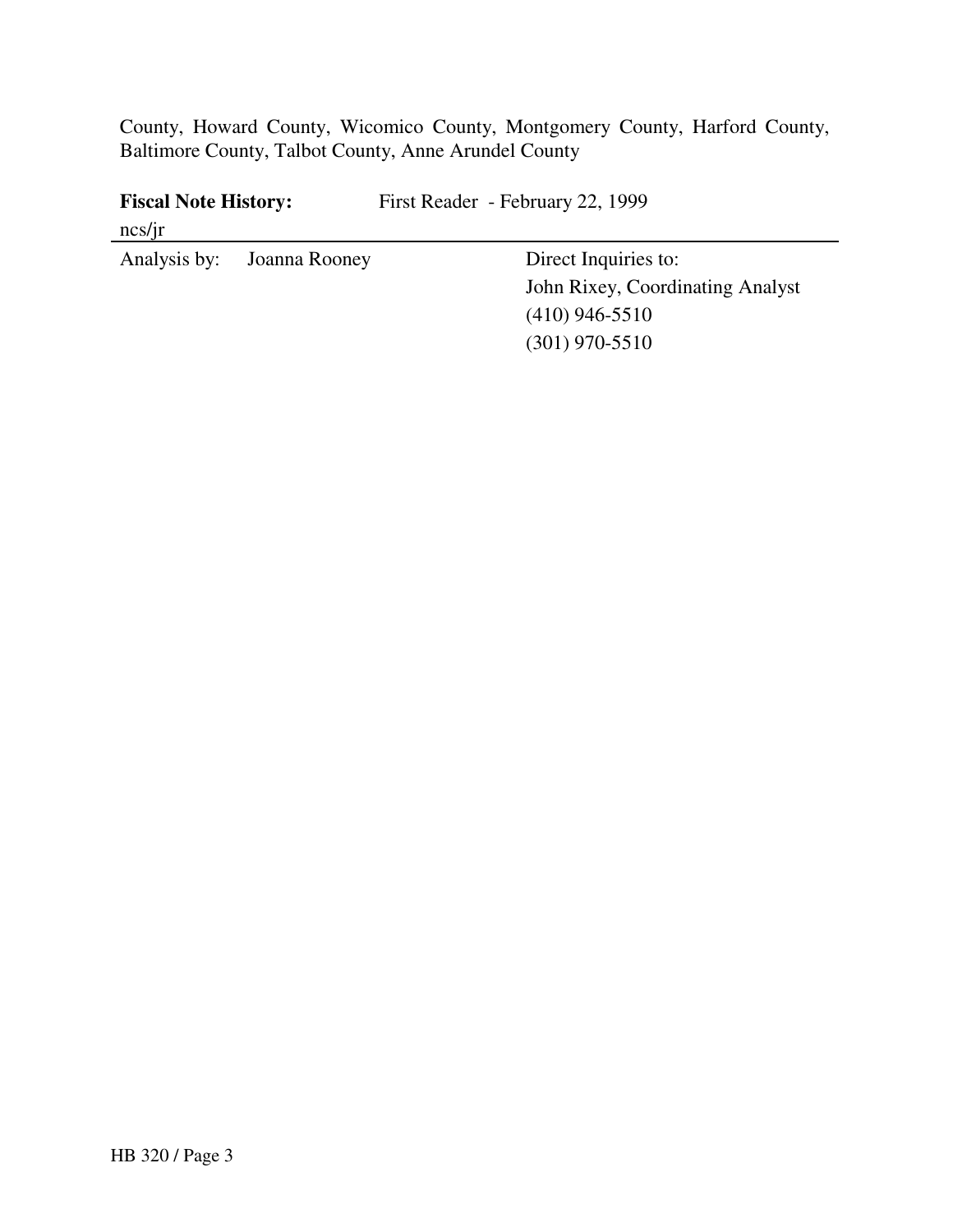County, Howard County, Wicomico County, Montgomery County, Harford County, Baltimore County, Talbot County, Anne Arundel County

**Fiscal Note History:** First Reader - February 22, 1999

ncs/jr

---

Analysis by: Joanna Rooney

Direct Inquiries to:
John Rixey, Coordinating Analyst
(410) 946-5510
(301) 970-5510